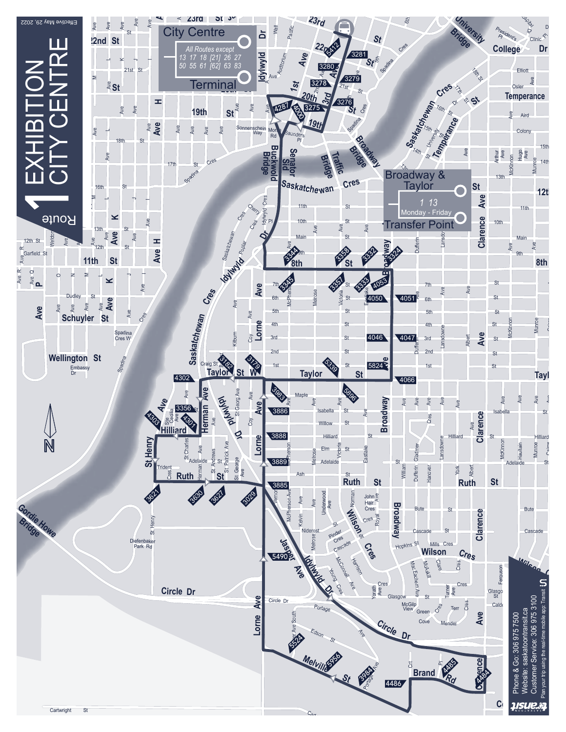# Route 1 EXHIBITION CITY CENTRE

Effective May 29, 2022

**City Centre Terminal**
All Routes except
13 17 18 [21] 26 27
50 55 61 [62] 63 83

**Broadway & Taylor Transfer Point**
1 13
Monday - Friday

Phone & Go: 306 975 7500
Website: saskatoontransit.ca
Customer Service: 306 975 3100
Plan your trip using the real-time mobile app: Transit

Saskatoon Transit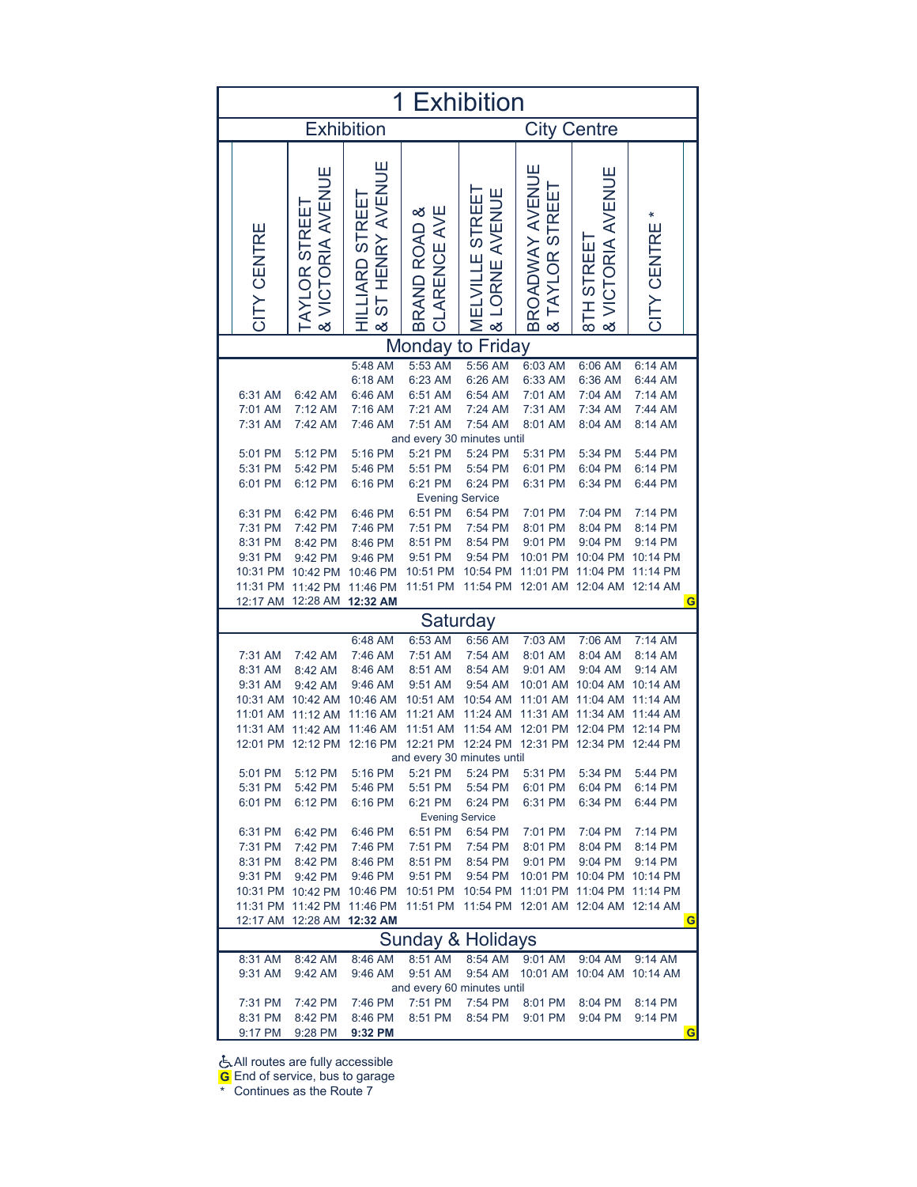# 1 Exhibition

| Exhibition | | | | City Centre | | | | |
|---|---|---|---|---|---|---|---|---|
| CITY CENTRE | TAYLOR STREET & VICTORIA AVENUE | HILLIARD STREET & ST HENRY AVENUE | BRAND ROAD & CLARENCE AVE | MELVILLE STREET & LORNE AVENUE | BROADWAY AVENUE & TAYLOR STREET | 8TH STREET & VICTORIA AVENUE | CITY CENTRE * | |
| **Monday to Friday** | | | | | | | | |
| | | 5:48 AM | 5:53 AM | 5:56 AM | 6:03 AM | 6:06 AM | 6:14 AM | |
| | | 6:18 AM | 6:23 AM | 6:26 AM | 6:33 AM | 6:36 AM | 6:44 AM | |
| 6:31 AM | 6:42 AM | 6:46 AM | 6:51 AM | 6:54 AM | 7:01 AM | 7:04 AM | 7:14 AM | |
| 7:01 AM | 7:12 AM | 7:16 AM | 7:21 AM | 7:24 AM | 7:31 AM | 7:34 AM | 7:44 AM | |
| 7:31 AM | 7:42 AM | 7:46 AM | 7:51 AM | 7:54 AM | 8:01 AM | 8:04 AM | 8:14 AM | |
| and every 30 minutes until | | | | | | | | |
| 5:01 PM | 5:12 PM | 5:16 PM | 5:21 PM | 5:24 PM | 5:31 PM | 5:34 PM | 5:44 PM | |
| 5:31 PM | 5:42 PM | 5:46 PM | 5:51 PM | 5:54 PM | 6:01 PM | 6:04 PM | 6:14 PM | |
| 6:01 PM | 6:12 PM | 6:16 PM | 6:21 PM | 6:24 PM | 6:31 PM | 6:34 PM | 6:44 PM | |
| Evening Service | | | | | | | | |
| 6:31 PM | 6:42 PM | 6:46 PM | 6:51 PM | 6:54 PM | 7:01 PM | 7:04 PM | 7:14 PM | |
| 7:31 PM | 7:42 PM | 7:46 PM | 7:51 PM | 7:54 PM | 8:01 PM | 8:04 PM | 8:14 PM | |
| 8:31 PM | 8:42 PM | 8:46 PM | 8:51 PM | 8:54 PM | 9:01 PM | 9:04 PM | 9:14 PM | |
| 9:31 PM | 9:42 PM | 9:46 PM | 9:51 PM | 9:54 PM | 10:01 PM | 10:04 PM | 10:14 PM | |
| 10:31 PM | 10:42 PM | 10:46 PM | 10:51 PM | 10:54 PM | 11:01 PM | 11:04 PM | 11:14 PM | |
| 11:31 PM | 11:42 PM | 11:46 PM | 11:51 PM | 11:54 PM | 12:01 AM | 12:04 AM | 12:14 AM | |
| 12:17 AM | 12:28 AM | **12:32 AM** | | | | | | G |
| **Saturday** | | | | | | | | |
| | | 6:48 AM | 6:53 AM | 6:56 AM | 7:03 AM | 7:06 AM | 7:14 AM | |
| 7:31 AM | 7:42 AM | 7:46 AM | 7:51 AM | 7:54 AM | 8:01 AM | 8:04 AM | 8:14 AM | |
| 8:31 AM | 8:42 AM | 8:46 AM | 8:51 AM | 8:54 AM | 9:01 AM | 9:04 AM | 9:14 AM | |
| 9:31 AM | 9:42 AM | 9:46 AM | 9:51 AM | 9:54 AM | 10:01 AM | 10:04 AM | 10:14 AM | |
| 10:31 AM | 10:42 AM | 10:46 AM | 10:51 AM | 10:54 AM | 11:01 AM | 11:04 AM | 11:14 AM | |
| 11:01 AM | 11:12 AM | 11:16 AM | 11:21 AM | 11:24 AM | 11:31 AM | 11:34 AM | 11:44 AM | |
| 11:31 AM | 11:42 AM | 11:46 AM | 11:51 AM | 11:54 AM | 12:01 PM | 12:04 PM | 12:14 PM | |
| 12:01 PM | 12:12 PM | 12:16 PM | 12:21 PM | 12:24 PM | 12:31 PM | 12:34 PM | 12:44 PM | |
| and every 30 minutes until | | | | | | | | |
| 5:01 PM | 5:12 PM | 5:16 PM | 5:21 PM | 5:24 PM | 5:31 PM | 5:34 PM | 5:44 PM | |
| 5:31 PM | 5:42 PM | 5:46 PM | 5:51 PM | 5:54 PM | 6:01 PM | 6:04 PM | 6:14 PM | |
| 6:01 PM | 6:12 PM | 6:16 PM | 6:21 PM | 6:24 PM | 6:31 PM | 6:34 PM | 6:44 PM | |
| Evening Service | | | | | | | | |
| 6:31 PM | 6:42 PM | 6:46 PM | 6:51 PM | 6:54 PM | 7:01 PM | 7:04 PM | 7:14 PM | |
| 7:31 PM | 7:42 PM | 7:46 PM | 7:51 PM | 7:54 PM | 8:01 PM | 8:04 PM | 8:14 PM | |
| 8:31 PM | 8:42 PM | 8:46 PM | 8:51 PM | 8:54 PM | 9:01 PM | 9:04 PM | 9:14 PM | |
| 9:31 PM | 9:42 PM | 9:46 PM | 9:51 PM | 9:54 PM | 10:01 PM | 10:04 PM | 10:14 PM | |
| 10:31 PM | 10:42 PM | 10:46 PM | 10:51 PM | 10:54 PM | 11:01 PM | 11:04 PM | 11:14 PM | |
| 11:31 PM | 11:42 PM | 11:46 PM | 11:51 PM | 11:54 PM | 12:01 AM | 12:04 AM | 12:14 AM | |
| 12:17 AM | 12:28 AM | **12:32 AM** | | | | | | G |
| **Sunday & Holidays** | | | | | | | | |
| 8:31 AM | 8:42 AM | 8:46 AM | 8:51 AM | 8:54 AM | 9:01 AM | 9:04 AM | 9:14 AM | |
| 9:31 AM | 9:42 AM | 9:46 AM | 9:51 AM | 9:54 AM | 10:01 AM | 10:04 AM | 10:14 AM | |
| and every 60 minutes until | | | | | | | | |
| 7:31 PM | 7:42 PM | 7:46 PM | 7:51 PM | 7:54 PM | 8:01 PM | 8:04 PM | 8:14 PM | |
| 8:31 PM | 8:42 PM | 8:46 PM | 8:51 PM | 8:54 PM | 9:01 PM | 9:04 PM | 9:14 PM | |
| 9:17 PM | 9:28 PM | **9:32 PM** | | | | | | G |

♿ All routes are fully accessible

G End of service, bus to garage

* Continues as the Route 7